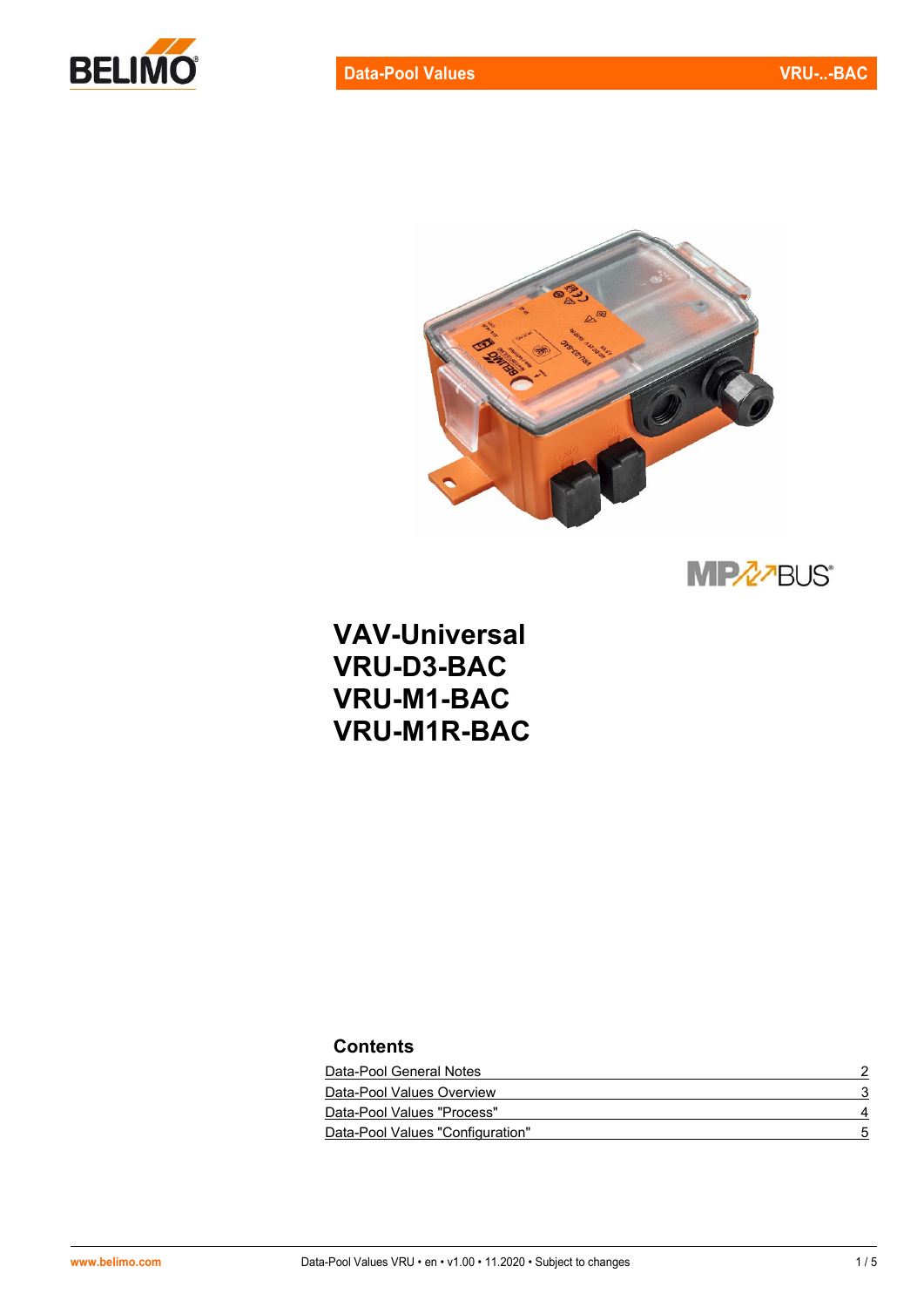# VAV-Universal
# VRU-D3-BAC
# VRU-M1-BAC
# VRU-M1R-BAC

## Contents

| | |
|---|---|
| Data-Pool General Notes | 2 |
| Data-Pool Values Overview | 3 |
| Data-Pool Values "Process" | 4 |
| Data-Pool Values "Configuration" | 5 |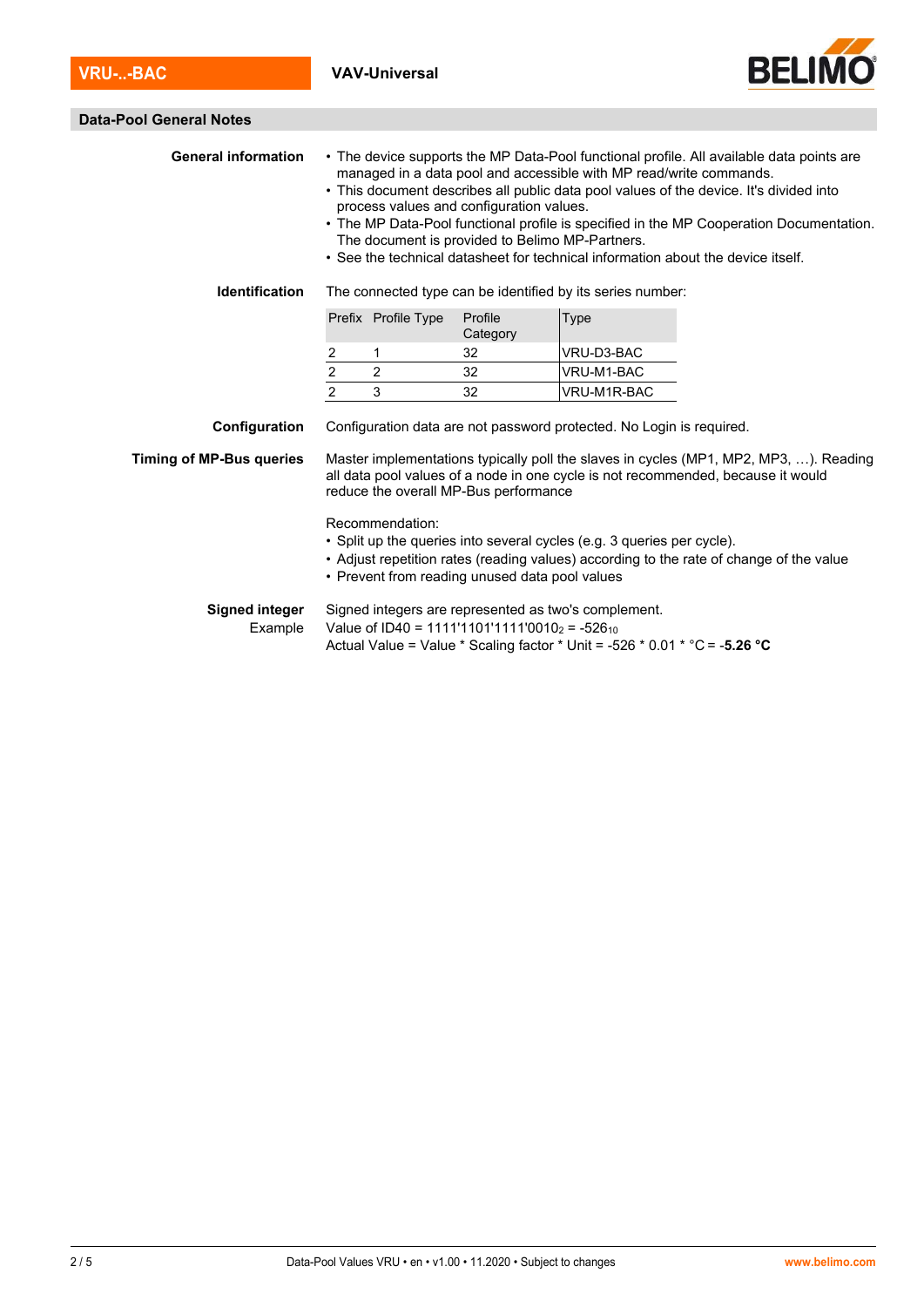## Data-Pool General Notes

**General information**

- The device supports the MP Data-Pool functional profile. All available data points are managed in a data pool and accessible with MP read/write commands.
- This document describes all public data pool values of the device. It's divided into process values and configuration values.
- The MP Data-Pool functional profile is specified in the MP Cooperation Documentation. The document is provided to Belimo MP-Partners.
- See the technical datasheet for technical information about the device itself.

**Identification**

The connected type can be identified by its series number:

| Prefix | Profile Type | Profile Category | Type |
|---|---|---|---|
| 2 | 1 | 32 | VRU-D3-BAC |
| 2 | 2 | 32 | VRU-M1-BAC |
| 2 | 3 | 32 | VRU-M1R-BAC |

**Configuration**

Configuration data are not password protected. No Login is required.

**Timing of MP-Bus queries**

Master implementations typically poll the slaves in cycles (MP1, MP2, MP3, …). Reading all data pool values of a node in one cycle is not recommended, because it would reduce the overall MP-Bus performance

Recommendation:

- Split up the queries into several cycles (e.g. 3 queries per cycle).
- Adjust repetition rates (reading values) according to the rate of change of the value
- Prevent from reading unused data pool values

**Signed integer**

Signed integers are represented as two's complement.

Example

Value of ID40 = $1111'1101'1111'0010_2$ = $-526_{10}$

Actual Value = Value * Scaling factor * Unit = -526 * 0.01 * °C = **-5.26 °C**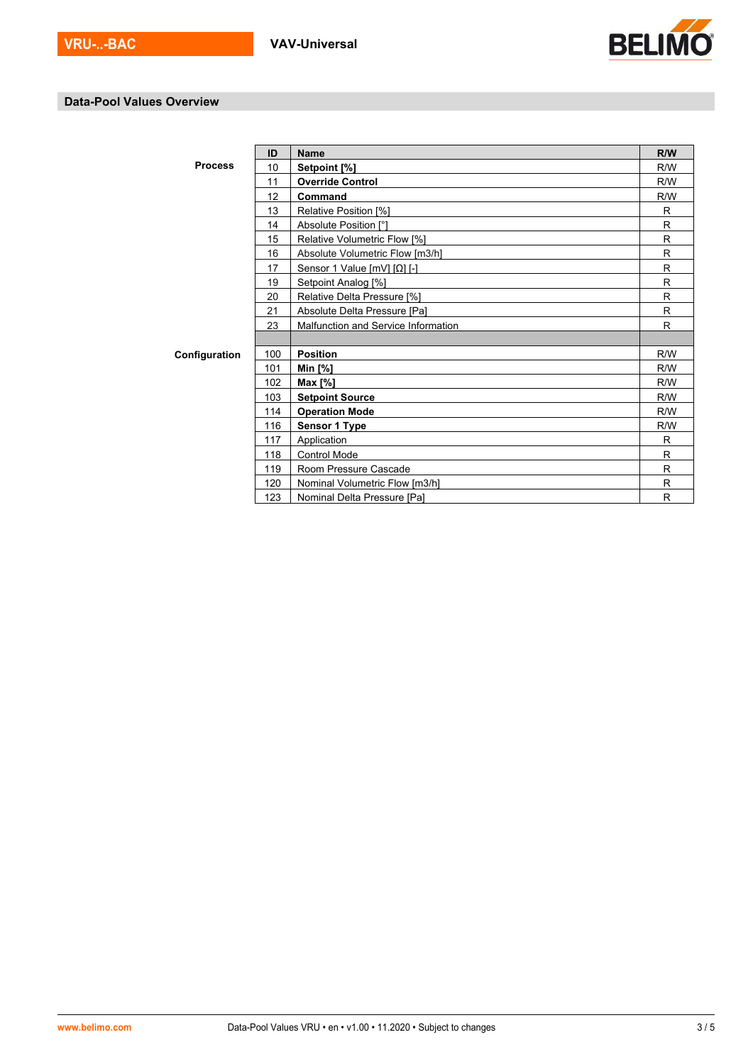## Data-Pool Values Overview

| | ID | Name | R/W |
|---|---|---|---|
| **Process** | 10 | **Setpoint [%]** | R/W |
| | 11 | **Override Control** | R/W |
| | 12 | **Command** | R/W |
| | 13 | Relative Position [%] | R |
| | 14 | Absolute Position [°] | R |
| | 15 | Relative Volumetric Flow [%] | R |
| | 16 | Absolute Volumetric Flow [m3/h] | R |
| | 17 | Sensor 1 Value [mV] [Ω] [-] | R |
| | 19 | Setpoint Analog [%] | R |
| | 20 | Relative Delta Pressure [%] | R |
| | 21 | Absolute Delta Pressure [Pa] | R |
| | 23 | Malfunction and Service Information | R |
| | | | |
| **Configuration** | 100 | **Position** | R/W |
| | 101 | **Min [%]** | R/W |
| | 102 | **Max [%]** | R/W |
| | 103 | **Setpoint Source** | R/W |
| | 114 | **Operation Mode** | R/W |
| | 116 | **Sensor 1 Type** | R/W |
| | 117 | Application | R |
| | 118 | Control Mode | R |
| | 119 | Room Pressure Cascade | R |
| | 120 | Nominal Volumetric Flow [m3/h] | R |
| | 123 | Nominal Delta Pressure [Pa] | R |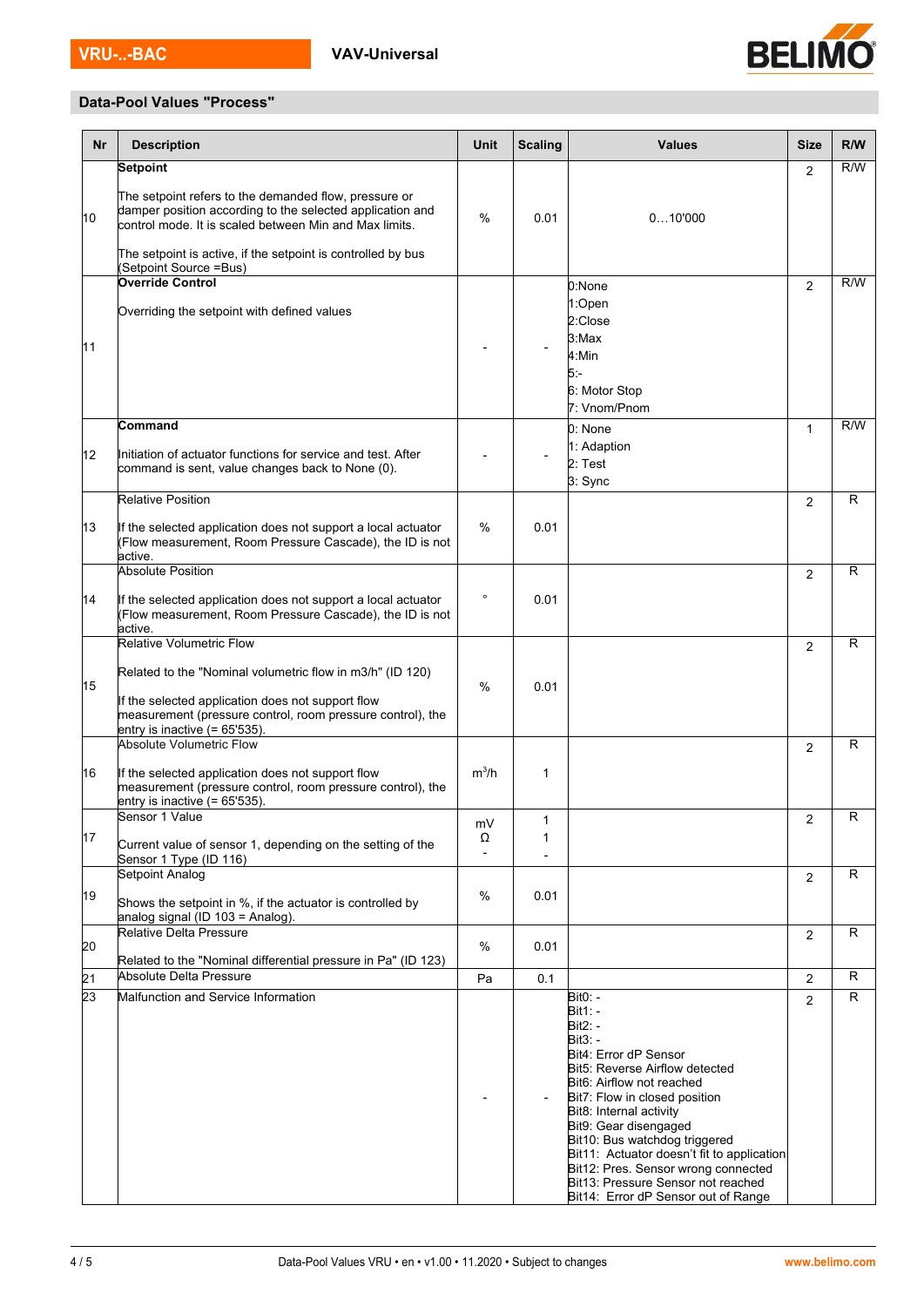## Data-Pool Values "Process"

| Nr | Description | Unit | Scaling | Values | Size | R/W |
|---|---|---|---|---|---|---|
| 10 | **Setpoint**<br><br>The setpoint refers to the demanded flow, pressure or damper position according to the selected application and control mode. It is scaled between Min and Max limits.<br><br>The setpoint is active, if the setpoint is controlled by bus (Setpoint Source =Bus) | % | 0.01 | 0…10'000 | 2 | R/W |
| 11 | **Override Control**<br><br>Overriding the setpoint with defined values | - | - | 0:None<br>1:Open<br>2:Close<br>3:Max<br>4:Min<br>5:-<br>6: Motor Stop<br>7: Vnom/Pnom | 2 | R/W |
| 12 | **Command**<br><br>Initiation of actuator functions for service and test. After command is sent, value changes back to None (0). | - | - | 0: None<br>1: Adaption<br>2: Test<br>3: Sync | 1 | R/W |
| 13 | Relative Position<br><br>If the selected application does not support a local actuator (Flow measurement, Room Pressure Cascade), the ID is not active. | % | 0.01 | | 2 | R |
| 14 | Absolute Position<br><br>If the selected application does not support a local actuator (Flow measurement, Room Pressure Cascade), the ID is not active. | ° | 0.01 | | 2 | R |
| 15 | Relative Volumetric Flow<br><br>Related to the "Nominal volumetric flow in m3/h" (ID 120)<br><br>If the selected application does not support flow measurement (pressure control, room pressure control), the entry is inactive (= 65'535). | % | 0.01 | | 2 | R |
| 16 | Absolute Volumetric Flow<br><br>If the selected application does not support flow measurement (pressure control, room pressure control), the entry is inactive (= 65'535). | $m^3/h$ | 1 | | 2 | R |
| 17 | Sensor 1 Value<br><br>Current value of sensor 1, depending on the setting of the Sensor 1 Type (ID 116) | mV<br>Ω<br>- | 1<br>1<br>- | | 2 | R |
| 19 | Setpoint Analog<br><br>Shows the setpoint in %, if the actuator is controlled by analog signal (ID 103 = Analog). | % | 0.01 | | 2 | R |
| 20 | Relative Delta Pressure<br><br>Related to the "Nominal differential pressure in Pa" (ID 123) | % | 0.01 | | 2 | R |
| 21 | Absolute Delta Pressure | Pa | 0.1 | | 2 | R |
| 23 | Malfunction and Service Information | - | - | Bit0: -<br>Bit1: -<br>Bit2: -<br>Bit3: -<br>Bit4: Error dP Sensor<br>Bit5: Reverse Airflow detected<br>Bit6: Airflow not reached<br>Bit7: Flow in closed position<br>Bit8: Internal activity<br>Bit9: Gear disengaged<br>Bit10: Bus watchdog triggered<br>Bit11: Actuator doesn't fit to application<br>Bit12: Pres. Sensor wrong connected<br>Bit13: Pressure Sensor not reached<br>Bit14: Error dP Sensor out of Range | 2 | R |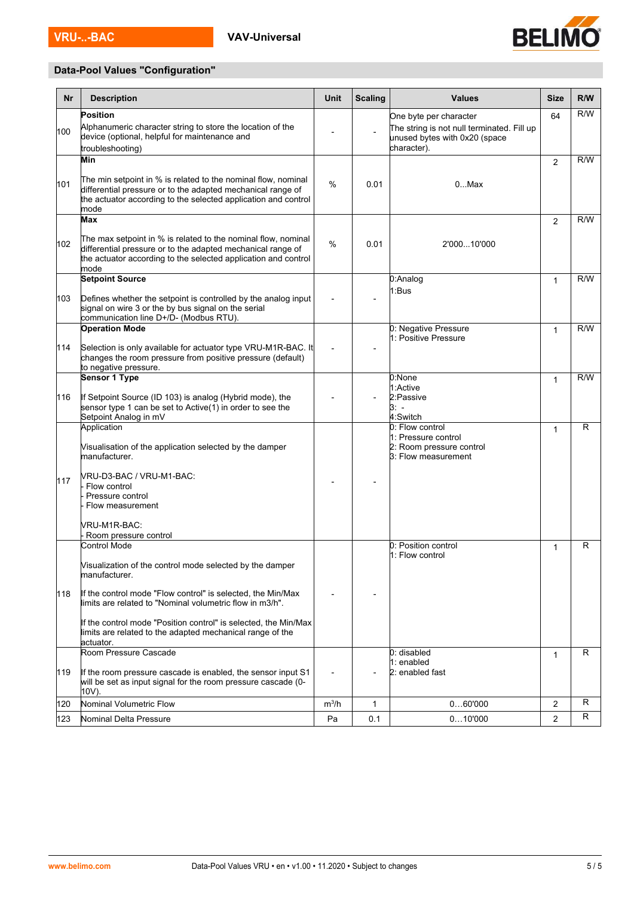## Data-Pool Values "Configuration"

| Nr | Description | Unit | Scaling | Values | Size | R/W |
|---|---|---|---|---|---|---|
| 100 | **Position**<br>Alphanumeric character string to store the location of the device (optional, helpful for maintenance and troubleshooting) | - | - | One byte per character<br>The string is not null terminated. Fill up unused bytes with 0x20 (space character). | 64 | R/W |
| 101 | **Min**<br>The min setpoint in % is related to the nominal flow, nominal differential pressure or to the adapted mechanical range of the actuator according to the selected application and control mode | % | 0.01 | 0...Max | 2 | R/W |
| 102 | **Max**<br>The max setpoint in % is related to the nominal flow, nominal differential pressure or to the adapted mechanical range of the actuator according to the selected application and control mode | % | 0.01 | 2'000...10'000 | 2 | R/W |
| 103 | **Setpoint Source**<br>Defines whether the setpoint is controlled by the analog input signal on wire 3 or the by bus signal on the serial communication line D+/D- (Modbus RTU). | - | - | 0:Analog<br>1:Bus | 1 | R/W |
| 114 | **Operation Mode**<br>Selection is only available for actuator type VRU-M1R-BAC. It changes the room pressure from positive pressure (default) to negative pressure. | - | - | 0: Negative Pressure<br>1: Positive Pressure | 1 | R/W |
| 116 | **Sensor 1 Type**<br>If Setpoint Source (ID 103) is analog (Hybrid mode), the sensor type 1 can be set to Active(1) in order to see the Setpoint Analog in mV | - | - | 0:None<br>1:Active<br>2:Passive<br>3: -<br>4:Switch | 1 | R/W |
| 117 | Application<br>Visualisation of the application selected by the damper manufacturer.<br>VRU-D3-BAC / VRU-M1-BAC:<br>- Flow control<br>- Pressure control<br>- Flow measurement<br>VRU-M1R-BAC:<br>- Room pressure control | - | - | 0: Flow control<br>1: Pressure control<br>2: Room pressure control<br>3: Flow measurement | 1 | R |
| 118 | Control Mode<br>Visualization of the control mode selected by the damper manufacturer.<br>If the control mode "Flow control" is selected, the Min/Max limits are related to "Nominal volumetric flow in m3/h".<br>If the control mode "Position control" is selected, the Min/Max limits are related to the adapted mechanical range of the actuator. | - | - | 0: Position control<br>1: Flow control | 1 | R |
| 119 | Room Pressure Cascade<br>If the room pressure cascade is enabled, the sensor input S1 will be set as input signal for the room pressure cascade (0-10V). | - | - | 0: disabled<br>1: enabled<br>2: enabled fast | 1 | R |
| 120 | Nominal Volumetric Flow | $m^3/h$ | 1 | 0…60'000 | 2 | R |
| 123 | Nominal Delta Pressure | Pa | 0.1 | 0…10'000 | 2 | R |